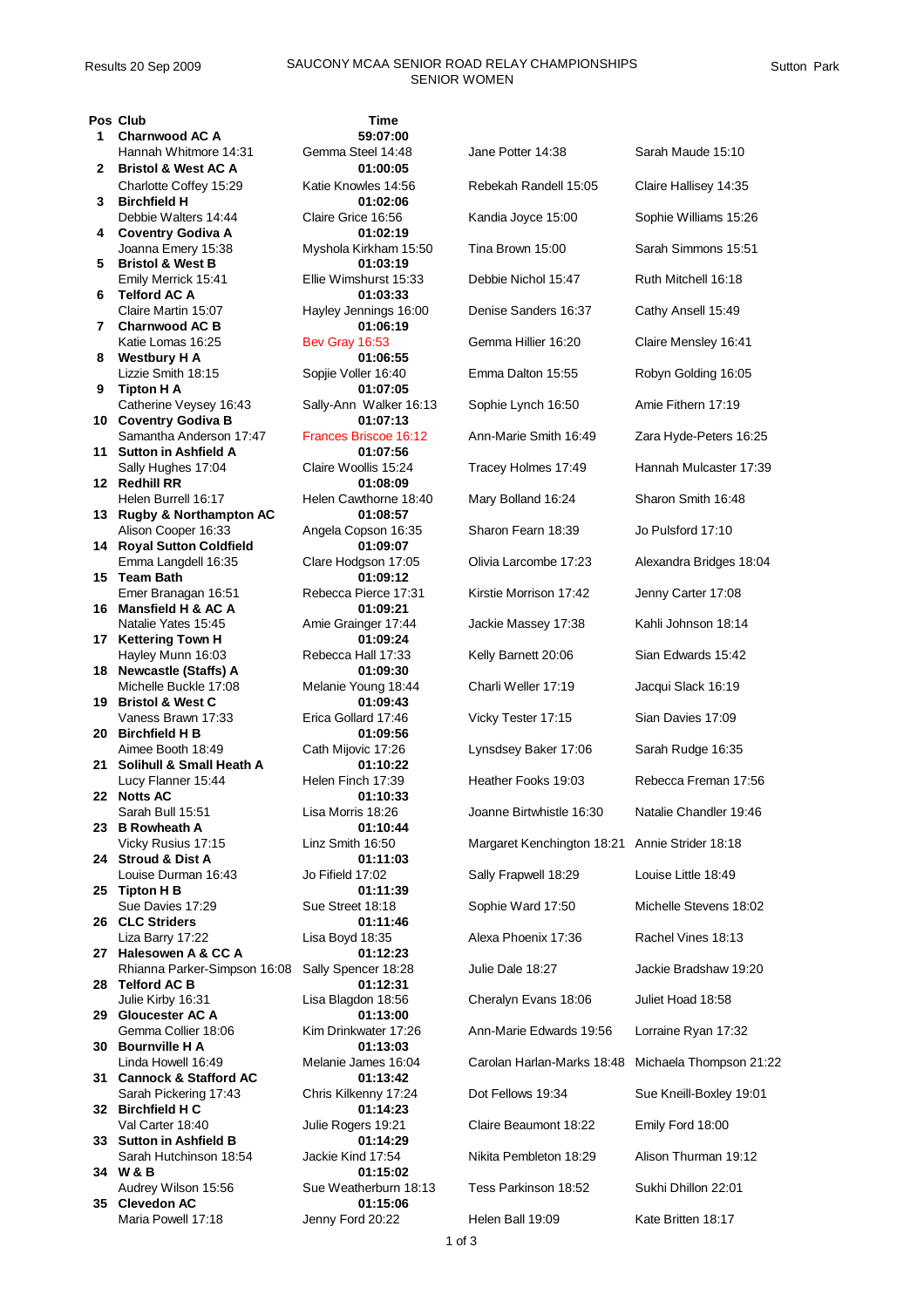Results 20 Sep 2009

# SAUCONY MCAA SENIOR ROAD RELAY CHAMPIONSHIPS
## SENIOR WOMEN

Sutton Park

| Pos | Club | Time | | |
|---|---|---|---|---|
| **1** | **Charnwood AC A** | **59:07:00** | | |
| | Hannah Whitmore 14:31 | Gemma Steel 14:48 | Jane Potter 14:38 | Sarah Maude 15:10 |
| **2** | **Bristol & West AC A** | **01:00:05** | | |
| | Charlotte Coffey 15:29 | Katie Knowles 14:56 | Rebekah Randell 15:05 | Claire Hallisey 14:35 |
| **3** | **Birchfield H** | **01:02:06** | | |
| | Debbie Walters 14:44 | Claire Grice 16:56 | Kandia Joyce 15:00 | Sophie Williams 15:26 |
| **4** | **Coventry Godiva A** | **01:02:19** | | |
| | Joanna Emery 15:38 | Myshola Kirkham 15:50 | Tina Brown 15:00 | Sarah Simmons 15:51 |
| **5** | **Bristol & West B** | **01:03:19** | | |
| | Emily Merrick 15:41 | Ellie Wimshurst 15:33 | Debbie Nichol 15:47 | Ruth Mitchell 16:18 |
| **6** | **Telford AC A** | **01:03:33** | | |
| | Claire Martin 15:07 | Hayley Jennings 16:00 | Denise Sanders 16:37 | Cathy Ansell 15:49 |
| **7** | **Charnwood AC B** | **01:06:19** | | |
| | Katie Lomas 16:25 | Bev Gray 16:53 | Gemma Hillier 16:20 | Claire Mensley 16:41 |
| **8** | **Westbury H A** | **01:06:55** | | |
| | Lizzie Smith 18:15 | Sopjie Voller 16:40 | Emma Dalton 15:55 | Robyn Golding 16:05 |
| **9** | **Tipton H A** | **01:07:05** | | |
| | Catherine Veysey 16:43 | Sally-Ann Walker 16:13 | Sophie Lynch 16:50 | Amie Fithern 17:19 |
| **10** | **Coventry Godiva B** | **01:07:13** | | |
| | Samantha Anderson 17:47 | Frances Briscoe 16:12 | Ann-Marie Smith 16:49 | Zara Hyde-Peters 16:25 |
| **11** | **Sutton in Ashfield A** | **01:07:56** | | |
| | Sally Hughes 17:04 | Claire Woollis 15:24 | Tracey Holmes 17:49 | Hannah Mulcaster 17:39 |
| **12** | **Redhill RR** | **01:08:09** | | |
| | Helen Burrell 16:17 | Helen Cawthorne 18:40 | Mary Bolland 16:24 | Sharon Smith 16:48 |
| **13** | **Rugby & Northampton AC** | **01:08:57** | | |
| | Alison Cooper 16:33 | Angela Copson 16:35 | Sharon Fearn 18:39 | Jo Pulsford 17:10 |
| **14** | **Royal Sutton Coldfield** | **01:09:07** | | |
| | Emma Langdell 16:35 | Clare Hodgson 17:05 | Olivia Larcombe 17:23 | Alexandra Bridges 18:04 |
| **15** | **Team Bath** | **01:09:12** | | |
| | Emer Branagan 16:51 | Rebecca Pierce 17:31 | Kirstie Morrison 17:42 | Jenny Carter 17:08 |
| **16** | **Mansfield H & AC A** | **01:09:21** | | |
| | Natalie Yates 15:45 | Amie Grainger 17:44 | Jackie Massey 17:38 | Kahli Johnson 18:14 |
| **17** | **Kettering Town H** | **01:09:24** | | |
| | Hayley Munn 16:03 | Rebecca Hall 17:33 | Kelly Barnett 20:06 | Sian Edwards 15:42 |
| **18** | **Newcastle (Staffs) A** | **01:09:30** | | |
| | Michelle Buckle 17:08 | Melanie Young 18:44 | Charli Weller 17:19 | Jacqui Slack 16:19 |
| **19** | **Bristol & West C** | **01:09:43** | | |
| | Vaness Brawn 17:33 | Erica Gollard 17:46 | Vicky Tester 17:15 | Sian Davies 17:09 |
| **20** | **Birchfield H B** | **01:09:56** | | |
| | Aimee Booth 18:49 | Cath Mijovic 17:26 | Lynsdsey Baker 17:06 | Sarah Rudge 16:35 |
| **21** | **Solihull & Small Heath A** | **01:10:22** | | |
| | Lucy Flanner 15:44 | Helen Finch 17:39 | Heather Fooks 19:03 | Rebecca Freman 17:56 |
| **22** | **Notts AC** | **01:10:33** | | |
| | Sarah Bull 15:51 | Lisa Morris 18:26 | Joanne Birtwhistle 16:30 | Natalie Chandler 19:46 |
| **23** | **B Rowheath A** | **01:10:44** | | |
| | Vicky Rusius 17:15 | Linz Smith 16:50 | Margaret Kenchington 18:21 | Annie Strider 18:18 |
| **24** | **Stroud & Dist A** | **01:11:03** | | |
| | Louise Durman 16:43 | Jo Fifield 17:02 | Sally Frapwell 18:29 | Louise Little 18:49 |
| **25** | **Tipton H B** | **01:11:39** | | |
| | Sue Davies 17:29 | Sue Street 18:18 | Sophie Ward 17:50 | Michelle Stevens 18:02 |
| **26** | **CLC Striders** | **01:11:46** | | |
| | Liza Barry 17:22 | Lisa Boyd 18:35 | Alexa Phoenix 17:36 | Rachel Vines 18:13 |
| **27** | **Halesowen A & CC A** | **01:12:23** | | |
| | Rhianna Parker-Simpson 16:08 | Sally Spencer 18:28 | Julie Dale 18:27 | Jackie Bradshaw 19:20 |
| **28** | **Telford AC B** | **01:12:31** | | |
| | Julie Kirby 16:31 | Lisa Blagdon 18:56 | Cheralyn Evans 18:06 | Juliet Hoad 18:58 |
| **29** | **Gloucester AC A** | **01:13:00** | | |
| | Gemma Collier 18:06 | Kim Drinkwater 17:26 | Ann-Marie Edwards 19:56 | Lorraine Ryan 17:32 |
| **30** | **Bournville H A** | **01:13:03** | | |
| | Linda Howell 16:49 | Melanie James 16:04 | Carolan Harlan-Marks 18:48 | Michaela Thompson 21:22 |
| **31** | **Cannock & Stafford AC** | **01:13:42** | | |
| | Sarah Pickering 17:43 | Chris Kilkenny 17:24 | Dot Fellows 19:34 | Sue Kneill-Boxley 19:01 |
| **32** | **Birchfield H C** | **01:14:23** | | |
| | Val Carter 18:40 | Julie Rogers 19:21 | Claire Beaumont 18:22 | Emily Ford 18:00 |
| **33** | **Sutton in Ashfield B** | **01:14:29** | | |
| | Sarah Hutchinson 18:54 | Jackie Kind 17:54 | Nikita Pembleton 18:29 | Alison Thurman 19:12 |
| **34** | **W & B** | **01:15:02** | | |
| | Audrey Wilson 15:56 | Sue Weatherburn 18:13 | Tess Parkinson 18:52 | Sukhi Dhillon 22:01 |
| **35** | **Clevedon AC** | **01:15:06** | | |
| | Maria Powell 17:18 | Jenny Ford 20:22 | Helen Ball 19:09 | Kate Britten 18:17 |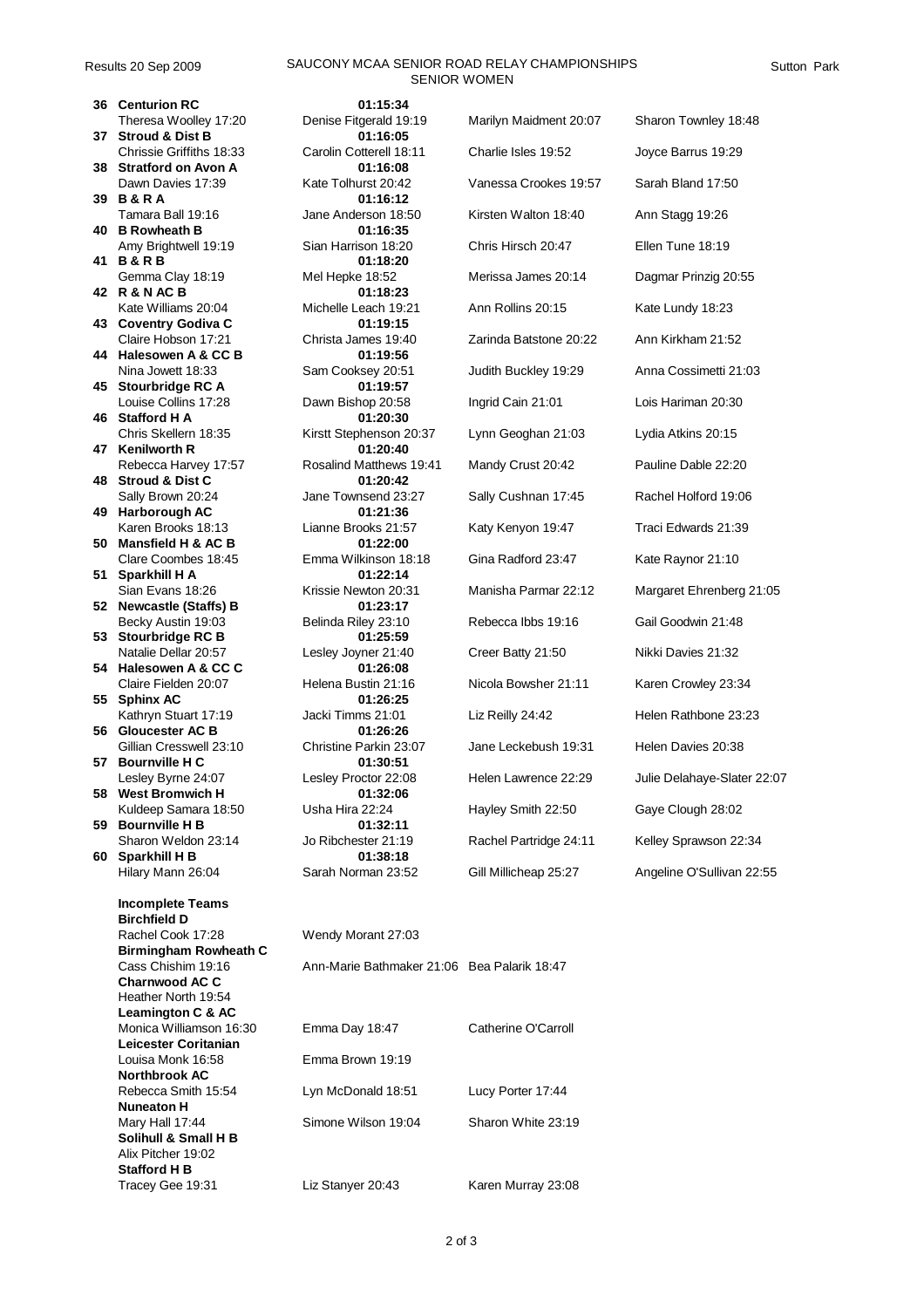# SAUCONY MCAA SENIOR ROAD RELAY CHAMPIONSHIPS

## SENIOR WOMEN

Results 20 Sep 2009 — Sutton Park

| Pos | Team / Leg 1 | Total / Leg 2 | Leg 3 | Leg 4 |
|---|---|---|---|---|
| 36 | **Centurion RC** | **01:15:34** | | |
| | Theresa Woolley 17:20 | Denise Fitgerald 19:19 | Marilyn Maidment 20:07 | Sharon Townley 18:48 |
| 37 | **Stroud & Dist B** | **01:16:05** | | |
| | Chrissie Griffiths 18:33 | Carolin Cotterell 18:11 | Charlie Isles 19:52 | Joyce Barrus 19:29 |
| 38 | **Stratford on Avon A** | **01:16:08** | | |
| | Dawn Davies 17:39 | Kate Tolhurst 20:42 | Vanessa Crookes 19:57 | Sarah Bland 17:50 |
| 39 | **B & R A** | **01:16:12** | | |
| | Tamara Ball 19:16 | Jane Anderson 18:50 | Kirsten Walton 18:40 | Ann Stagg 19:26 |
| 40 | **B Rowheath B** | **01:16:35** | | |
| | Amy Brightwell 19:19 | Sian Harrison 18:20 | Chris Hirsch 20:47 | Ellen Tune 18:19 |
| 41 | **B & R B** | **01:18:20** | | |
| | Gemma Clay 18:19 | Mel Hepke 18:52 | Merissa James 20:14 | Dagmar Prinzig 20:55 |
| 42 | **R & N AC B** | **01:18:23** | | |
| | Kate Williams 20:04 | Michelle Leach 19:21 | Ann Rollins 20:15 | Kate Lundy 18:23 |
| 43 | **Coventry Godiva C** | **01:19:15** | | |
| | Claire Hobson 17:21 | Christa James 19:40 | Zarinda Batstone 20:22 | Ann Kirkham 21:52 |
| 44 | **Halesowen A & CC B** | **01:19:56** | | |
| | Nina Jowett 18:33 | Sam Cooksey 20:51 | Judith Buckley 19:29 | Anna Cossimetti 21:03 |
| 45 | **Stourbridge RC A** | **01:19:57** | | |
| | Louise Collins 17:28 | Dawn Bishop 20:58 | Ingrid Cain 21:01 | Lois Hariman 20:30 |
| 46 | **Stafford H A** | **01:20:30** | | |
| | Chris Skellern 18:35 | Kirstt Stephenson 20:37 | Lynn Geoghan 21:03 | Lydia Atkins 20:15 |
| 47 | **Kenilworth R** | **01:20:40** | | |
| | Rebecca Harvey 17:57 | Rosalind Matthews 19:41 | Mandy Crust 20:42 | Pauline Dable 22:20 |
| 48 | **Stroud & Dist C** | **01:20:42** | | |
| | Sally Brown 20:24 | Jane Townsend 23:27 | Sally Cushnan 17:45 | Rachel Holford 19:06 |
| 49 | **Harborough AC** | **01:21:36** | | |
| | Karen Brooks 18:13 | Lianne Brooks 21:57 | Katy Kenyon 19:47 | Traci Edwards 21:39 |
| 50 | **Mansfield H & AC B** | **01:22:00** | | |
| | Clare Coombes 18:45 | Emma Wilkinson 18:18 | Gina Radford 23:47 | Kate Raynor 21:10 |
| 51 | **Sparkhill H A** | **01:22:14** | | |
| | Sian Evans 18:26 | Krissie Newton 20:31 | Manisha Parmar 22:12 | Margaret Ehrenberg 21:05 |
| 52 | **Newcastle (Staffs) B** | **01:23:17** | | |
| | Becky Austin 19:03 | Belinda Riley 23:10 | Rebecca Ibbs 19:16 | Gail Goodwin 21:48 |
| 53 | **Stourbridge RC B** | **01:25:59** | | |
| | Natalie Dellar 20:57 | Lesley Joyner 21:40 | Creer Batty 21:50 | Nikki Davies 21:32 |
| 54 | **Halesowen A & CC C** | **01:26:08** | | |
| | Claire Fielden 20:07 | Helena Bustin 21:16 | Nicola Bowsher 21:11 | Karen Crowley 23:34 |
| 55 | **Sphinx AC** | **01:26:25** | | |
| | Kathryn Stuart 17:19 | Jacki Timms 21:01 | Liz Reilly 24:42 | Helen Rathbone 23:23 |
| 56 | **Gloucester AC B** | **01:26:26** | | |
| | Gillian Cresswell 23:10 | Christine Parkin 23:07 | Jane Leckebush 19:31 | Helen Davies 20:38 |
| 57 | **Bournville H C** | **01:30:51** | | |
| | Lesley Byrne 24:07 | Lesley Proctor 22:08 | Helen Lawrence 22:29 | Julie Delahaye-Slater 22:07 |
| 58 | **West Bromwich H** | **01:32:06** | | |
| | Kuldeep Samara 18:50 | Usha Hira 22:24 | Hayley Smith 22:50 | Gaye Clough 28:02 |
| 59 | **Bournville H B** | **01:32:11** | | |
| | Sharon Weldon 23:14 | Jo Ribchester 21:19 | Rachel Partridge 24:11 | Kelley Sprawson 22:34 |
| 60 | **Sparkhill H B** | **01:38:18** | | |
| | Hilary Mann 26:04 | Sarah Norman 23:52 | Gill Millicheap 25:27 | Angeline O'Sullivan 22:55 |

**Incomplete Teams**

| Team / Leg 1 | Leg 2 | Leg 3 |
|---|---|---|
| **Birchfield D** | | |
| Rachel Cook 17:28 | Wendy Morant 27:03 | |
| **Birmingham Rowheath C** | | |
| Cass Chishim 19:16 | Ann-Marie Bathmaker 21:06 | Bea Palarik 18:47 |
| **Charnwood AC C** | | |
| Heather North 19:54 | | |
| **Leamington C & AC** | | |
| Monica Williamson 16:30 | Emma Day 18:47 | Catherine O'Carroll |
| **Leicester Coritanian** | | |
| Louisa Monk 16:58 | Emma Brown 19:19 | |
| **Northbrook AC** | | |
| Rebecca Smith 15:54 | Lyn McDonald 18:51 | Lucy Porter 17:44 |
| **Nuneaton H** | | |
| Mary Hall 17:44 | Simone Wilson 19:04 | Sharon White 23:19 |
| **Solihull & Small H B** | | |
| Alix Pitcher 19:02 | | |
| **Stafford H B** | | |
| Tracey Gee 19:31 | Liz Stanyer 20:43 | Karen Murray 23:08 |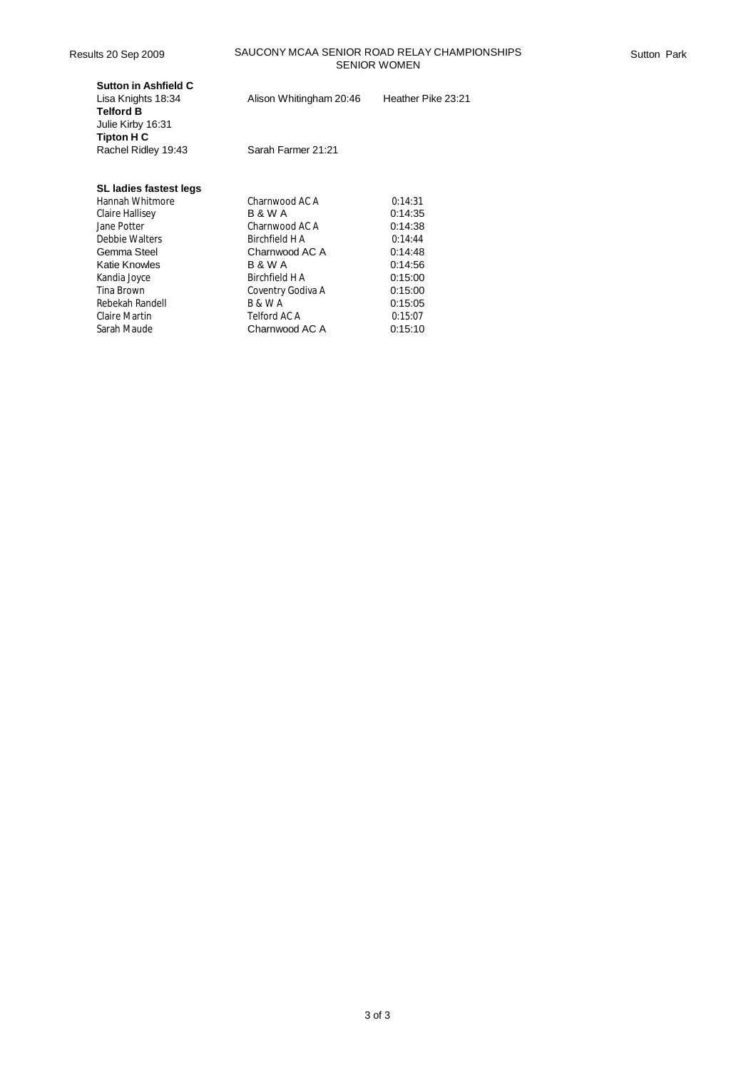**Sutton in Ashfield C**

Lisa Knights 18:34 | Alison Whitingham 20:46 | Heather Pike 23:21

**Telford B**

Julie Kirby 16:31

**Tipton H C**

Rachel Ridley 19:43 | Sarah Farmer 21:21

**SL ladies fastest legs**

| | | |
|---|---|---|
| Hannah Whitmore | Charnwood AC A | 0:14:31 |
| Claire Hallisey | B & W A | 0:14:35 |
| Jane Potter | Charnwood AC A | 0:14:38 |
| Debbie Walters | Birchfield H A | 0:14:44 |
| Gemma Steel | Charnwood AC A | 0:14:48 |
| Katie Knowles | B & W A | 0:14:56 |
| Kandia Joyce | Birchfield H A | 0:15:00 |
| Tina Brown | Coventry Godiva A | 0:15:00 |
| Rebekah Randell | B & W A | 0:15:05 |
| Claire Martin | Telford AC A | 0:15:07 |
| Sarah Maude | Charnwood AC A | 0:15:10 |